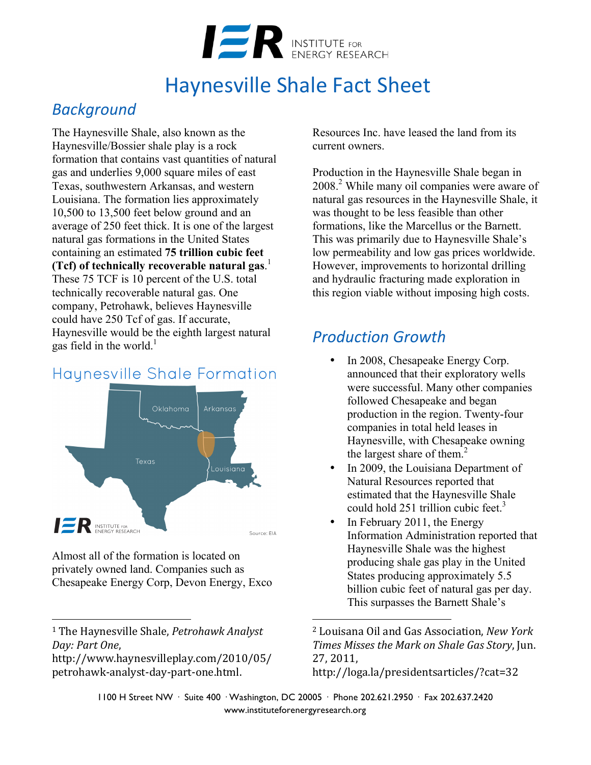# Haynesville Shale Fact Sheet

## Background

The Haynesville Shale, also known as the Haynesville/Bossier shale play is a rock formation that contains vast quantities of natural gas and underlies 9,000 square miles of east Texas, southwestern Arkansas, and western Louisiana. The formation lies approximately 10,500 to 13,500 feet below ground and an average of 250 feet thick. It is one of the largest natural gas formations in the United States containing an estimated **75 trillion cubic feet (Tcf) of technically recoverable natural gas**.[1] These 75 TCF is 10 percent of the U.S. total technically recoverable natural gas. One company, Petrohawk, believes Haynesville could have 250 Tcf of gas. If accurate, Haynesville would be the eighth largest natural gas field in the world.[1]

## Haynesville Shale Formation

Source: EIA

Almost all of the formation is located on privately owned land. Companies such as Chesapeake Energy Corp, Devon Energy, Exco Resources Inc. have leased the land from its current owners.

Production in the Haynesville Shale began in 2008.[2] While many oil companies were aware of natural gas resources in the Haynesville Shale, it was thought to be less feasible than other formations, like the Marcellus or the Barnett. This was primarily due to Haynesville Shale's low permeability and low gas prices worldwide. However, improvements to horizontal drilling and hydraulic fracturing made exploration in this region viable without imposing high costs.

## Production Growth

- In 2008, Chesapeake Energy Corp. announced that their exploratory wells were successful. Many other companies followed Chesapeake and began production in the region. Twenty-four companies in total held leases in Haynesville, with Chesapeake owning the largest share of them.[2]
- In 2009, the Louisiana Department of Natural Resources reported that estimated that the Haynesville Shale could hold 251 trillion cubic feet.[3]
- In February 2011, the Energy Information Administration reported that Haynesville Shale was the highest producing shale gas play in the United States producing approximately 5.5 billion cubic feet of natural gas per day. This surpasses the Barnett Shale's

---

[1] The Haynesville Shale, *Petrohawk Analyst Day: Part One*, http://www.haynesvilleplay.com/2010/05/petrohawk-analyst-day-part-one.html.

[2] Louisana Oil and Gas Association, *New York Times Misses the Mark on Shale Gas Story*, Jun. 27, 2011, http://loga.la/presidentsarticles/?cat=32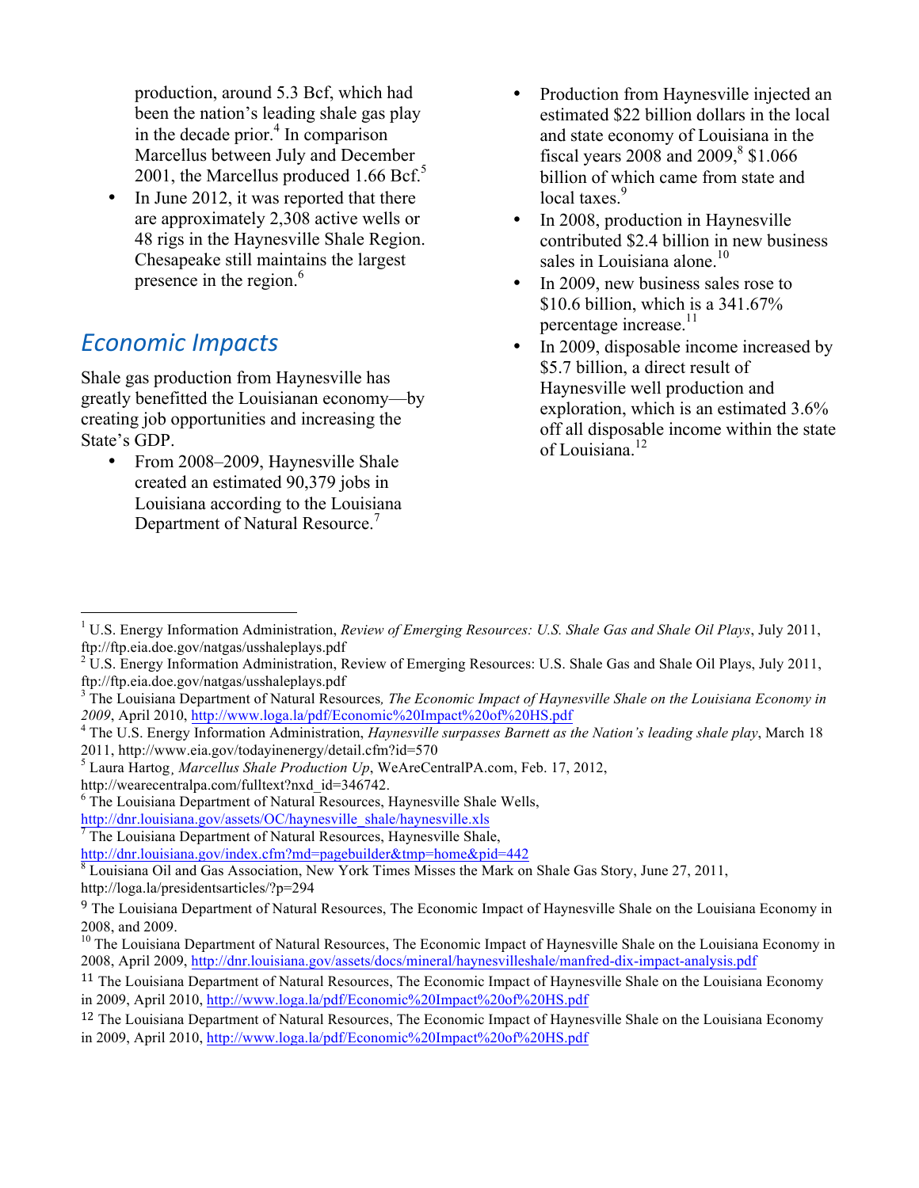production, around 5.3 Bcf, which had been the nation's leading shale gas play in the decade prior.[4] In comparison Marcellus between July and December 2001, the Marcellus produced 1.66 Bcf.[5]

- In June 2012, it was reported that there are approximately 2,308 active wells or 48 rigs in the Haynesville Shale Region. Chesapeake still maintains the largest presence in the region.[6]

## *Economic Impacts*

Shale gas production from Haynesville has greatly benefitted the Louisianan economy—by creating job opportunities and increasing the State's GDP.

- From 2008–2009, Haynesville Shale created an estimated 90,379 jobs in Louisiana according to the Louisiana Department of Natural Resource.[7]
- Production from Haynesville injected an estimated $22 billion dollars in the local and state economy of Louisiana in the fiscal years 2008 and 2009,[8] $1.066 billion of which came from state and local taxes.[9]
- In 2008, production in Haynesville contributed $2.4 billion in new business sales in Louisiana alone.[10]
- In 2009, new business sales rose to $10.6 billion, which is a 341.67% percentage increase.[11]
- In 2009, disposable income increased by $5.7 billion, a direct result of Haynesville well production and exploration, which is an estimated 3.6% off all disposable income within the state of Louisiana.[12]

---

[1] U.S. Energy Information Administration, *Review of Emerging Resources: U.S. Shale Gas and Shale Oil Plays*, July 2011, ftp://ftp.eia.doe.gov/natgas/usshaleplays.pdf

[2] U.S. Energy Information Administration, Review of Emerging Resources: U.S. Shale Gas and Shale Oil Plays, July 2011, ftp://ftp.eia.doe.gov/natgas/usshaleplays.pdf

[3] The Louisiana Department of Natural Resources*, The Economic Impact of Haynesville Shale on the Louisiana Economy in 2009*, April 2010, http://www.loga.la/pdf/Economic%20Impact%20of%20HS.pdf

[4] The U.S. Energy Information Administration, *Haynesville surpasses Barnett as the Nation's leading shale play*, March 18 2011, http://www.eia.gov/todayinenergy/detail.cfm?id=570

[5] Laura Hartog¸ *Marcellus Shale Production Up*, WeAreCentralPA.com, Feb. 17, 2012, http://wearecentralpa.com/fulltext?nxd_id=346742.

[6] The Louisiana Department of Natural Resources, Haynesville Shale Wells, http://dnr.louisiana.gov/assets/OC/haynesville_shale/haynesville.xls

[7] The Louisiana Department of Natural Resources, Haynesville Shale, http://dnr.louisiana.gov/index.cfm?md=pagebuilder&tmp=home&pid=442

[8] Louisiana Oil and Gas Association, New York Times Misses the Mark on Shale Gas Story, June 27, 2011, http://loga.la/presidentsarticles/?p=294

[9] The Louisiana Department of Natural Resources, The Economic Impact of Haynesville Shale on the Louisiana Economy in 2008, and 2009.

[10] The Louisiana Department of Natural Resources, The Economic Impact of Haynesville Shale on the Louisiana Economy in 2008, April 2009, http://dnr.louisiana.gov/assets/docs/mineral/haynesvilleshale/manfred-dix-impact-analysis.pdf

[11] The Louisiana Department of Natural Resources, The Economic Impact of Haynesville Shale on the Louisiana Economy in 2009, April 2010, http://www.loga.la/pdf/Economic%20Impact%20of%20HS.pdf

[12] The Louisiana Department of Natural Resources, The Economic Impact of Haynesville Shale on the Louisiana Economy in 2009, April 2010, http://www.loga.la/pdf/Economic%20Impact%20of%20HS.pdf